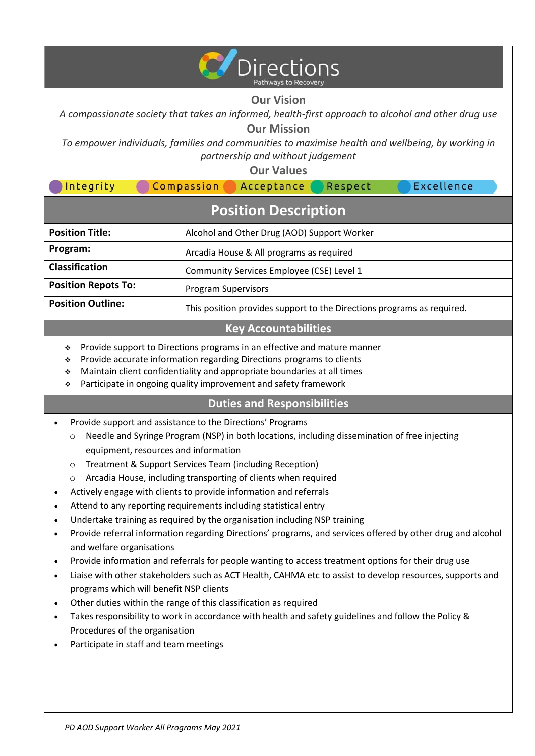Directions

Pathways to Recovery

## Our Vision

*A compassionate society that takes an informed, health-first approach to alcohol and other drug use*

## Our Mission

*To empower individuals, families and communities to maximise health and wellbeing, by working in partnership and without judgement*

## Our Values

Integrity | Compassion | Acceptance | Respect | Excellence

# Position Description

| | |
|---|---|
| **Position Title:** | Alcohol and Other Drug (AOD) Support Worker |
| **Program:** | Arcadia House & All programs as required |
| **Classification** | Community Services Employee (CSE) Level 1 |
| **Position Repots To:** | Program Supervisors |
| **Position Outline:** | This position provides support to the Directions programs as required. |

## Key Accountabilities

- Provide support to Directions programs in an effective and mature manner
- Provide accurate information regarding Directions programs to clients
- Maintain client confidentiality and appropriate boundaries at all times
- Participate in ongoing quality improvement and safety framework

## Duties and Responsibilities

- Provide support and assistance to the Directions' Programs
  - Needle and Syringe Program (NSP) in both locations, including dissemination of free injecting equipment, resources and information
  - Treatment & Support Services Team (including Reception)
  - Arcadia House, including transporting of clients when required
- Actively engage with clients to provide information and referrals
- Attend to any reporting requirements including statistical entry
- Undertake training as required by the organisation including NSP training
- Provide referral information regarding Directions' programs, and services offered by other drug and alcohol and welfare organisations
- Provide information and referrals for people wanting to access treatment options for their drug use
- Liaise with other stakeholders such as ACT Health, CAHMA etc to assist to develop resources, supports and programs which will benefit NSP clients
- Other duties within the range of this classification as required
- Takes responsibility to work in accordance with health and safety guidelines and follow the Policy & Procedures of the organisation
- Participate in staff and team meetings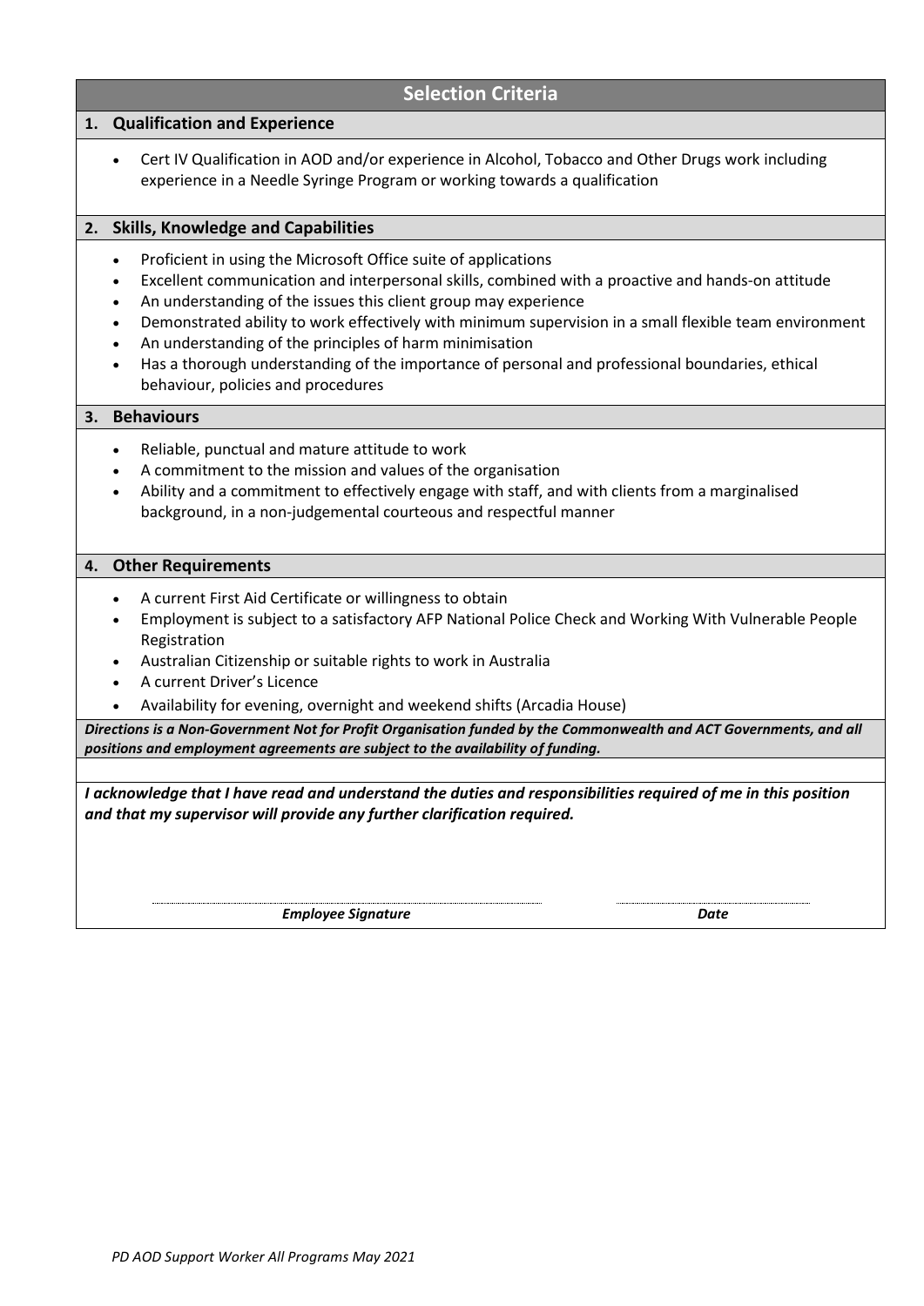## Selection Criteria

### 1. Qualification and Experience

- Cert IV Qualification in AOD and/or experience in Alcohol, Tobacco and Other Drugs work including experience in a Needle Syringe Program or working towards a qualification

### 2. Skills, Knowledge and Capabilities

- Proficient in using the Microsoft Office suite of applications
- Excellent communication and interpersonal skills, combined with a proactive and hands-on attitude
- An understanding of the issues this client group may experience
- Demonstrated ability to work effectively with minimum supervision in a small flexible team environment
- An understanding of the principles of harm minimisation
- Has a thorough understanding of the importance of personal and professional boundaries, ethical behaviour, policies and procedures

### 3. Behaviours

- Reliable, punctual and mature attitude to work
- A commitment to the mission and values of the organisation
- Ability and a commitment to effectively engage with staff, and with clients from a marginalised background, in a non-judgemental courteous and respectful manner

### 4. Other Requirements

- A current First Aid Certificate or willingness to obtain
- Employment is subject to a satisfactory AFP National Police Check and Working With Vulnerable People Registration
- Australian Citizenship or suitable rights to work in Australia
- A current Driver's Licence
- Availability for evening, overnight and weekend shifts (Arcadia House)

***Directions is a Non-Government Not for Profit Organisation funded by the Commonwealth and ACT Governments, and all positions and employment agreements are subject to the availability of funding.***

***I acknowledge that I have read and understand the duties and responsibilities required of me in this position and that my supervisor will provide any further clarification required.***

.............................................................................................................................. ..........................................................

***Employee Signature*** ***Date***

*PD AOD Support Worker All Programs May 2021*